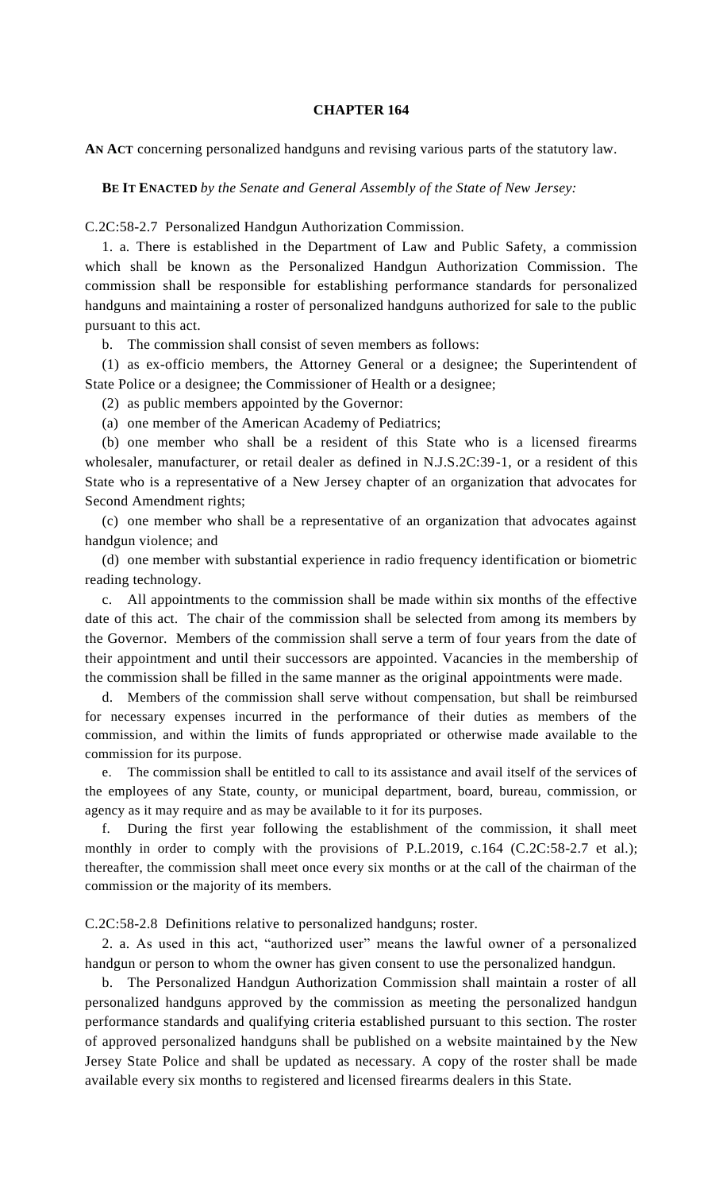# CHAPTER 164

**AN ACT** concerning personalized handguns and revising various parts of the statutory law.

**BE IT ENACTED** *by the Senate and General Assembly of the State of New Jersey:*

C.2C:58-2.7 Personalized Handgun Authorization Commission.

1. a. There is established in the Department of Law and Public Safety, a commission which shall be known as the Personalized Handgun Authorization Commission. The commission shall be responsible for establishing performance standards for personalized handguns and maintaining a roster of personalized handguns authorized for sale to the public pursuant to this act.

b. The commission shall consist of seven members as follows:

(1) as ex-officio members, the Attorney General or a designee; the Superintendent of State Police or a designee; the Commissioner of Health or a designee;

(2) as public members appointed by the Governor:

(a) one member of the American Academy of Pediatrics;

(b) one member who shall be a resident of this State who is a licensed firearms wholesaler, manufacturer, or retail dealer as defined in N.J.S.2C:39-1, or a resident of this State who is a representative of a New Jersey chapter of an organization that advocates for Second Amendment rights;

(c) one member who shall be a representative of an organization that advocates against handgun violence; and

(d) one member with substantial experience in radio frequency identification or biometric reading technology.

c. All appointments to the commission shall be made within six months of the effective date of this act. The chair of the commission shall be selected from among its members by the Governor. Members of the commission shall serve a term of four years from the date of their appointment and until their successors are appointed. Vacancies in the membership of the commission shall be filled in the same manner as the original appointments were made.

d. Members of the commission shall serve without compensation, but shall be reimbursed for necessary expenses incurred in the performance of their duties as members of the commission, and within the limits of funds appropriated or otherwise made available to the commission for its purpose.

e. The commission shall be entitled to call to its assistance and avail itself of the services of the employees of any State, county, or municipal department, board, bureau, commission, or agency as it may require and as may be available to it for its purposes.

f. During the first year following the establishment of the commission, it shall meet monthly in order to comply with the provisions of P.L.2019, c.164 (C.2C:58-2.7 et al.); thereafter, the commission shall meet once every six months or at the call of the chairman of the commission or the majority of its members.

C.2C:58-2.8 Definitions relative to personalized handguns; roster.

2. a. As used in this act, "authorized user" means the lawful owner of a personalized handgun or person to whom the owner has given consent to use the personalized handgun.

b. The Personalized Handgun Authorization Commission shall maintain a roster of all personalized handguns approved by the commission as meeting the personalized handgun performance standards and qualifying criteria established pursuant to this section. The roster of approved personalized handguns shall be published on a website maintained by the New Jersey State Police and shall be updated as necessary. A copy of the roster shall be made available every six months to registered and licensed firearms dealers in this State.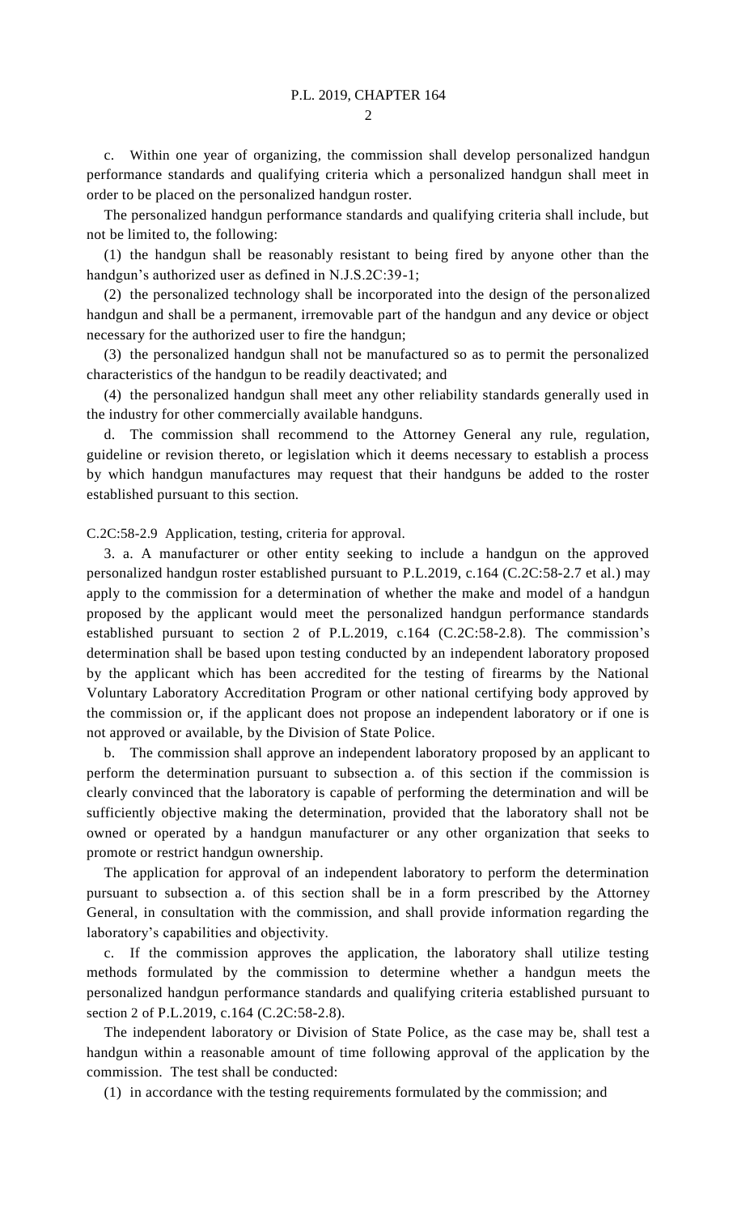c. Within one year of organizing, the commission shall develop personalized handgun performance standards and qualifying criteria which a personalized handgun shall meet in order to be placed on the personalized handgun roster.

The personalized handgun performance standards and qualifying criteria shall include, but not be limited to, the following:

(1) the handgun shall be reasonably resistant to being fired by anyone other than the handgun's authorized user as defined in N.J.S.2C:39-1;

(2) the personalized technology shall be incorporated into the design of the personalized handgun and shall be a permanent, irremovable part of the handgun and any device or object necessary for the authorized user to fire the handgun;

(3) the personalized handgun shall not be manufactured so as to permit the personalized characteristics of the handgun to be readily deactivated; and

(4) the personalized handgun shall meet any other reliability standards generally used in the industry for other commercially available handguns.

d. The commission shall recommend to the Attorney General any rule, regulation, guideline or revision thereto, or legislation which it deems necessary to establish a process by which handgun manufactures may request that their handguns be added to the roster established pursuant to this section.

C.2C:58-2.9 Application, testing, criteria for approval.

3. a. A manufacturer or other entity seeking to include a handgun on the approved personalized handgun roster established pursuant to P.L.2019, c.164 (C.2C:58-2.7 et al.) may apply to the commission for a determination of whether the make and model of a handgun proposed by the applicant would meet the personalized handgun performance standards established pursuant to section 2 of P.L.2019, c.164 (C.2C:58-2.8). The commission's determination shall be based upon testing conducted by an independent laboratory proposed by the applicant which has been accredited for the testing of firearms by the National Voluntary Laboratory Accreditation Program or other national certifying body approved by the commission or, if the applicant does not propose an independent laboratory or if one is not approved or available, by the Division of State Police.

b. The commission shall approve an independent laboratory proposed by an applicant to perform the determination pursuant to subsection a. of this section if the commission is clearly convinced that the laboratory is capable of performing the determination and will be sufficiently objective making the determination, provided that the laboratory shall not be owned or operated by a handgun manufacturer or any other organization that seeks to promote or restrict handgun ownership.

The application for approval of an independent laboratory to perform the determination pursuant to subsection a. of this section shall be in a form prescribed by the Attorney General, in consultation with the commission, and shall provide information regarding the laboratory's capabilities and objectivity.

c. If the commission approves the application, the laboratory shall utilize testing methods formulated by the commission to determine whether a handgun meets the personalized handgun performance standards and qualifying criteria established pursuant to section 2 of P.L.2019, c.164 (C.2C:58-2.8).

The independent laboratory or Division of State Police, as the case may be, shall test a handgun within a reasonable amount of time following approval of the application by the commission. The test shall be conducted:

(1) in accordance with the testing requirements formulated by the commission; and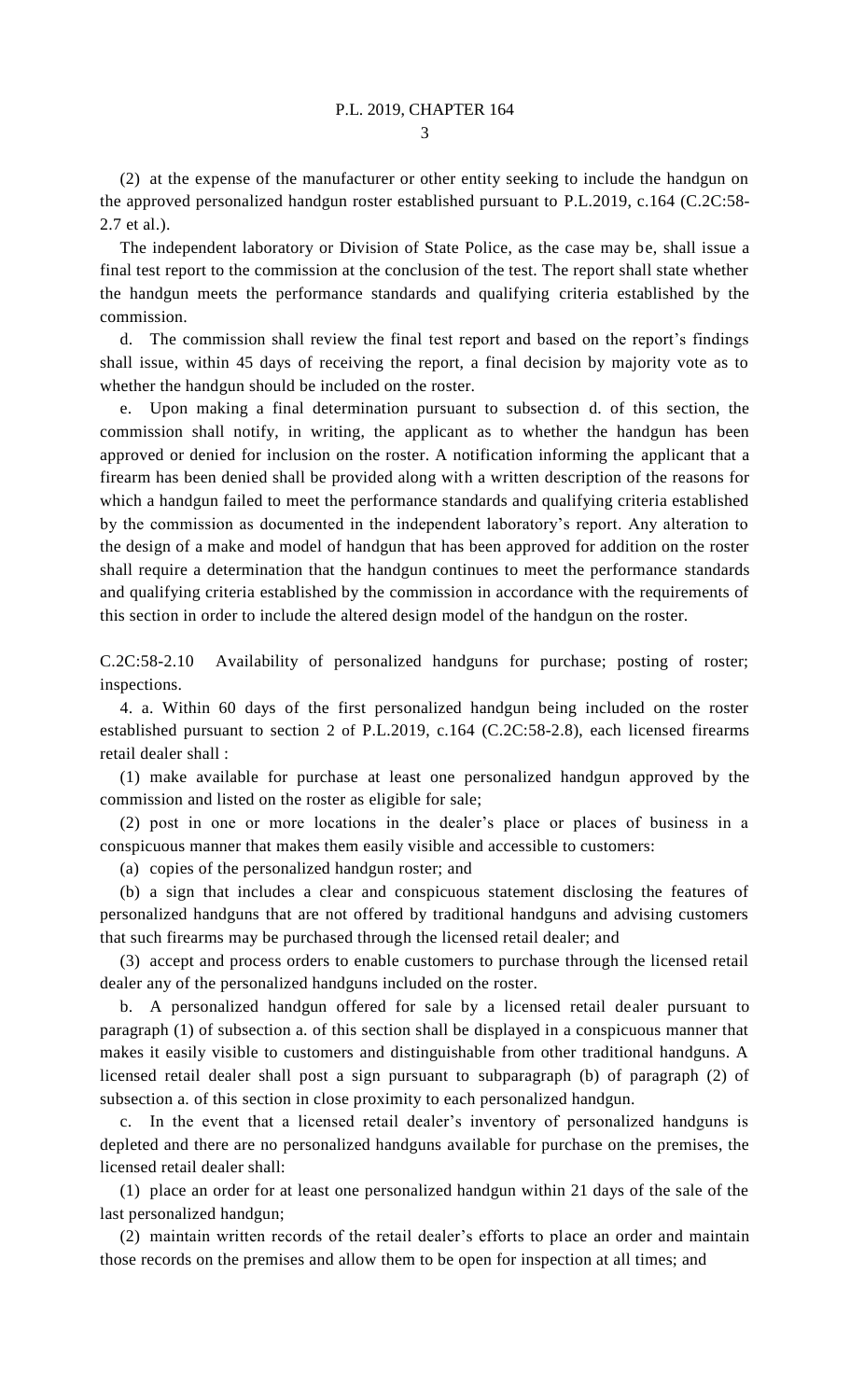(2) at the expense of the manufacturer or other entity seeking to include the handgun on the approved personalized handgun roster established pursuant to P.L.2019, c.164 (C.2C:58-2.7 et al.).

The independent laboratory or Division of State Police, as the case may be, shall issue a final test report to the commission at the conclusion of the test. The report shall state whether the handgun meets the performance standards and qualifying criteria established by the commission.

d. The commission shall review the final test report and based on the report's findings shall issue, within 45 days of receiving the report, a final decision by majority vote as to whether the handgun should be included on the roster.

e. Upon making a final determination pursuant to subsection d. of this section, the commission shall notify, in writing, the applicant as to whether the handgun has been approved or denied for inclusion on the roster. A notification informing the applicant that a firearm has been denied shall be provided along with a written description of the reasons for which a handgun failed to meet the performance standards and qualifying criteria established by the commission as documented in the independent laboratory's report. Any alteration to the design of a make and model of handgun that has been approved for addition on the roster shall require a determination that the handgun continues to meet the performance standards and qualifying criteria established by the commission in accordance with the requirements of this section in order to include the altered design model of the handgun on the roster.

C.2C:58-2.10 Availability of personalized handguns for purchase; posting of roster; inspections.

4\. a. Within 60 days of the first personalized handgun being included on the roster established pursuant to section 2 of P.L.2019, c.164 (C.2C:58-2.8), each licensed firearms retail dealer shall :

(1) make available for purchase at least one personalized handgun approved by the commission and listed on the roster as eligible for sale;

(2) post in one or more locations in the dealer's place or places of business in a conspicuous manner that makes them easily visible and accessible to customers:

(a) copies of the personalized handgun roster; and

(b) a sign that includes a clear and conspicuous statement disclosing the features of personalized handguns that are not offered by traditional handguns and advising customers that such firearms may be purchased through the licensed retail dealer; and

(3) accept and process orders to enable customers to purchase through the licensed retail dealer any of the personalized handguns included on the roster.

b. A personalized handgun offered for sale by a licensed retail dealer pursuant to paragraph (1) of subsection a. of this section shall be displayed in a conspicuous manner that makes it easily visible to customers and distinguishable from other traditional handguns. A licensed retail dealer shall post a sign pursuant to subparagraph (b) of paragraph (2) of subsection a. of this section in close proximity to each personalized handgun.

c. In the event that a licensed retail dealer's inventory of personalized handguns is depleted and there are no personalized handguns available for purchase on the premises, the licensed retail dealer shall:

(1) place an order for at least one personalized handgun within 21 days of the sale of the last personalized handgun;

(2) maintain written records of the retail dealer's efforts to place an order and maintain those records on the premises and allow them to be open for inspection at all times; and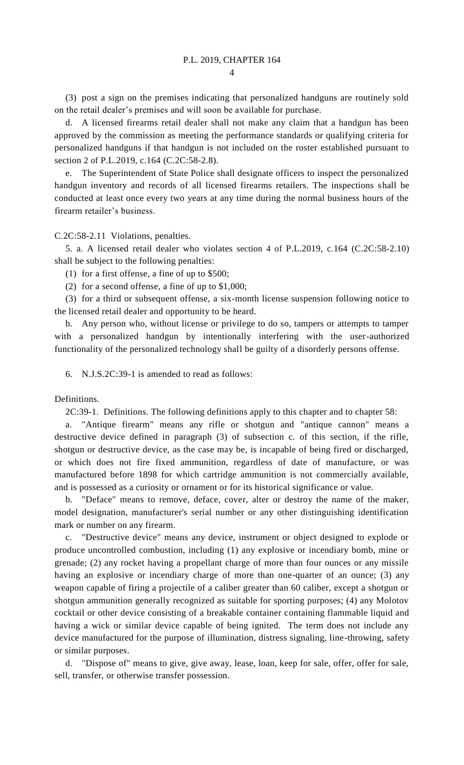(3) post a sign on the premises indicating that personalized handguns are routinely sold on the retail dealer's premises and will soon be available for purchase.

d. A licensed firearms retail dealer shall not make any claim that a handgun has been approved by the commission as meeting the performance standards or qualifying criteria for personalized handguns if that handgun is not included on the roster established pursuant to section 2 of P.L.2019, c.164 (C.2C:58-2.8).

e. The Superintendent of State Police shall designate officers to inspect the personalized handgun inventory and records of all licensed firearms retailers. The inspections shall be conducted at least once every two years at any time during the normal business hours of the firearm retailer's business.

C.2C:58-2.11 Violations, penalties.

5. a. A licensed retail dealer who violates section 4 of P.L.2019, c.164 (C.2C:58-2.10) shall be subject to the following penalties:

(1) for a first offense, a fine of up to $500;

(2) for a second offense, a fine of up to $1,000;

(3) for a third or subsequent offense, a six-month license suspension following notice to the licensed retail dealer and opportunity to be heard.

b. Any person who, without license or privilege to do so, tampers or attempts to tamper with a personalized handgun by intentionally interfering with the user-authorized functionality of the personalized technology shall be guilty of a disorderly persons offense.

6. N.J.S.2C:39-1 is amended to read as follows:

Definitions.

2C:39-1. Definitions. The following definitions apply to this chapter and to chapter 58:

a. "Antique firearm" means any rifle or shotgun and "antique cannon" means a destructive device defined in paragraph (3) of subsection c. of this section, if the rifle, shotgun or destructive device, as the case may be, is incapable of being fired or discharged, or which does not fire fixed ammunition, regardless of date of manufacture, or was manufactured before 1898 for which cartridge ammunition is not commercially available, and is possessed as a curiosity or ornament or for its historical significance or value.

b. "Deface" means to remove, deface, cover, alter or destroy the name of the maker, model designation, manufacturer's serial number or any other distinguishing identification mark or number on any firearm.

c. "Destructive device" means any device, instrument or object designed to explode or produce uncontrolled combustion, including (1) any explosive or incendiary bomb, mine or grenade; (2) any rocket having a propellant charge of more than four ounces or any missile having an explosive or incendiary charge of more than one-quarter of an ounce; (3) any weapon capable of firing a projectile of a caliber greater than 60 caliber, except a shotgun or shotgun ammunition generally recognized as suitable for sporting purposes; (4) any Molotov cocktail or other device consisting of a breakable container containing flammable liquid and having a wick or similar device capable of being ignited. The term does not include any device manufactured for the purpose of illumination, distress signaling, line-throwing, safety or similar purposes.

d. "Dispose of" means to give, give away, lease, loan, keep for sale, offer, offer for sale, sell, transfer, or otherwise transfer possession.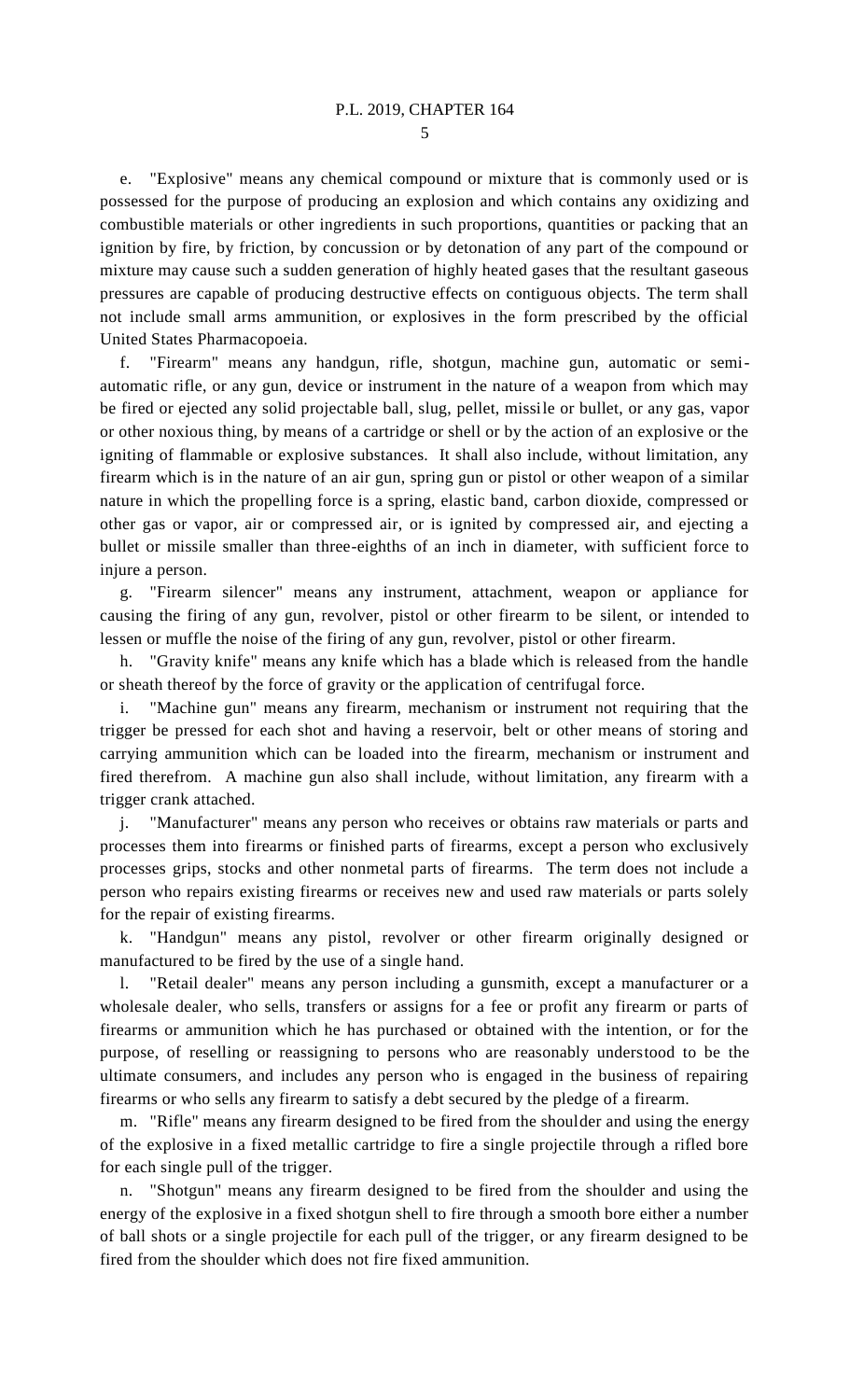e. "Explosive" means any chemical compound or mixture that is commonly used or is possessed for the purpose of producing an explosion and which contains any oxidizing and combustible materials or other ingredients in such proportions, quantities or packing that an ignition by fire, by friction, by concussion or by detonation of any part of the compound or mixture may cause such a sudden generation of highly heated gases that the resultant gaseous pressures are capable of producing destructive effects on contiguous objects. The term shall not include small arms ammunition, or explosives in the form prescribed by the official United States Pharmacopoeia.

f. "Firearm" means any handgun, rifle, shotgun, machine gun, automatic or semi-automatic rifle, or any gun, device or instrument in the nature of a weapon from which may be fired or ejected any solid projectable ball, slug, pellet, missile or bullet, or any gas, vapor or other noxious thing, by means of a cartridge or shell or by the action of an explosive or the igniting of flammable or explosive substances. It shall also include, without limitation, any firearm which is in the nature of an air gun, spring gun or pistol or other weapon of a similar nature in which the propelling force is a spring, elastic band, carbon dioxide, compressed or other gas or vapor, air or compressed air, or is ignited by compressed air, and ejecting a bullet or missile smaller than three-eighths of an inch in diameter, with sufficient force to injure a person.

g. "Firearm silencer" means any instrument, attachment, weapon or appliance for causing the firing of any gun, revolver, pistol or other firearm to be silent, or intended to lessen or muffle the noise of the firing of any gun, revolver, pistol or other firearm.

h. "Gravity knife" means any knife which has a blade which is released from the handle or sheath thereof by the force of gravity or the application of centrifugal force.

i. "Machine gun" means any firearm, mechanism or instrument not requiring that the trigger be pressed for each shot and having a reservoir, belt or other means of storing and carrying ammunition which can be loaded into the firearm, mechanism or instrument and fired therefrom. A machine gun also shall include, without limitation, any firearm with a trigger crank attached.

j. "Manufacturer" means any person who receives or obtains raw materials or parts and processes them into firearms or finished parts of firearms, except a person who exclusively processes grips, stocks and other nonmetal parts of firearms. The term does not include a person who repairs existing firearms or receives new and used raw materials or parts solely for the repair of existing firearms.

k. "Handgun" means any pistol, revolver or other firearm originally designed or manufactured to be fired by the use of a single hand.

l. "Retail dealer" means any person including a gunsmith, except a manufacturer or a wholesale dealer, who sells, transfers or assigns for a fee or profit any firearm or parts of firearms or ammunition which he has purchased or obtained with the intention, or for the purpose, of reselling or reassigning to persons who are reasonably understood to be the ultimate consumers, and includes any person who is engaged in the business of repairing firearms or who sells any firearm to satisfy a debt secured by the pledge of a firearm.

m. "Rifle" means any firearm designed to be fired from the shoulder and using the energy of the explosive in a fixed metallic cartridge to fire a single projectile through a rifled bore for each single pull of the trigger.

n. "Shotgun" means any firearm designed to be fired from the shoulder and using the energy of the explosive in a fixed shotgun shell to fire through a smooth bore either a number of ball shots or a single projectile for each pull of the trigger, or any firearm designed to be fired from the shoulder which does not fire fixed ammunition.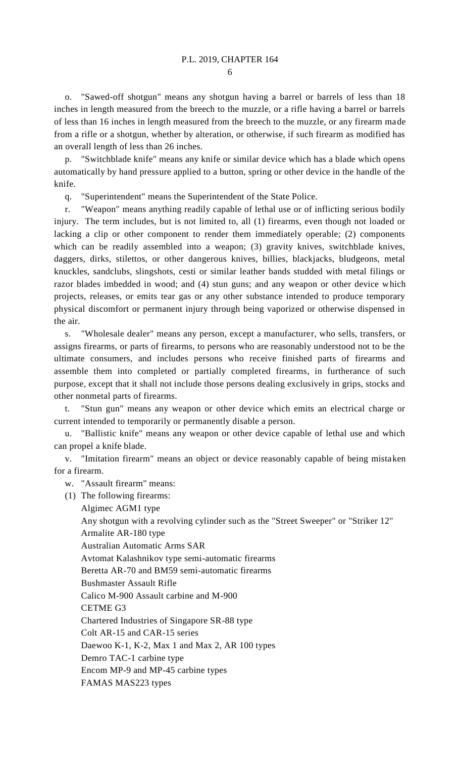o. "Sawed-off shotgun" means any shotgun having a barrel or barrels of less than 18 inches in length measured from the breech to the muzzle, or a rifle having a barrel or barrels of less than 16 inches in length measured from the breech to the muzzle, or any firearm made from a rifle or a shotgun, whether by alteration, or otherwise, if such firearm as modified has an overall length of less than 26 inches.

p. "Switchblade knife" means any knife or similar device which has a blade which opens automatically by hand pressure applied to a button, spring or other device in the handle of the knife.

q. "Superintendent" means the Superintendent of the State Police.

r. "Weapon" means anything readily capable of lethal use or of inflicting serious bodily injury. The term includes, but is not limited to, all (1) firearms, even though not loaded or lacking a clip or other component to render them immediately operable; (2) components which can be readily assembled into a weapon; (3) gravity knives, switchblade knives, daggers, dirks, stilettos, or other dangerous knives, billies, blackjacks, bludgeons, metal knuckles, sandclubs, slingshots, cesti or similar leather bands studded with metal filings or razor blades imbedded in wood; and (4) stun guns; and any weapon or other device which projects, releases, or emits tear gas or any other substance intended to produce temporary physical discomfort or permanent injury through being vaporized or otherwise dispensed in the air.

s. "Wholesale dealer" means any person, except a manufacturer, who sells, transfers, or assigns firearms, or parts of firearms, to persons who are reasonably understood not to be the ultimate consumers, and includes persons who receive finished parts of firearms and assemble them into completed or partially completed firearms, in furtherance of such purpose, except that it shall not include those persons dealing exclusively in grips, stocks and other nonmetal parts of firearms.

t. "Stun gun" means any weapon or other device which emits an electrical charge or current intended to temporarily or permanently disable a person.

u. "Ballistic knife" means any weapon or other device capable of lethal use and which can propel a knife blade.

v. "Imitation firearm" means an object or device reasonably capable of being mistaken for a firearm.

w. "Assault firearm" means:

(1) The following firearms:

Algimec AGM1 type  
Any shotgun with a revolving cylinder such as the "Street Sweeper" or "Striker 12"  
Armalite AR-180 type  
Australian Automatic Arms SAR  
Avtomat Kalashnikov type semi-automatic firearms  
Beretta AR-70 and BM59 semi-automatic firearms  
Bushmaster Assault Rifle  
Calico M-900 Assault carbine and M-900  
CETME G3  
Chartered Industries of Singapore SR-88 type  
Colt AR-15 and CAR-15 series  
Daewoo K-1, K-2, Max 1 and Max 2, AR 100 types  
Demro TAC-1 carbine type  
Encom MP-9 and MP-45 carbine types  
FAMAS MAS223 types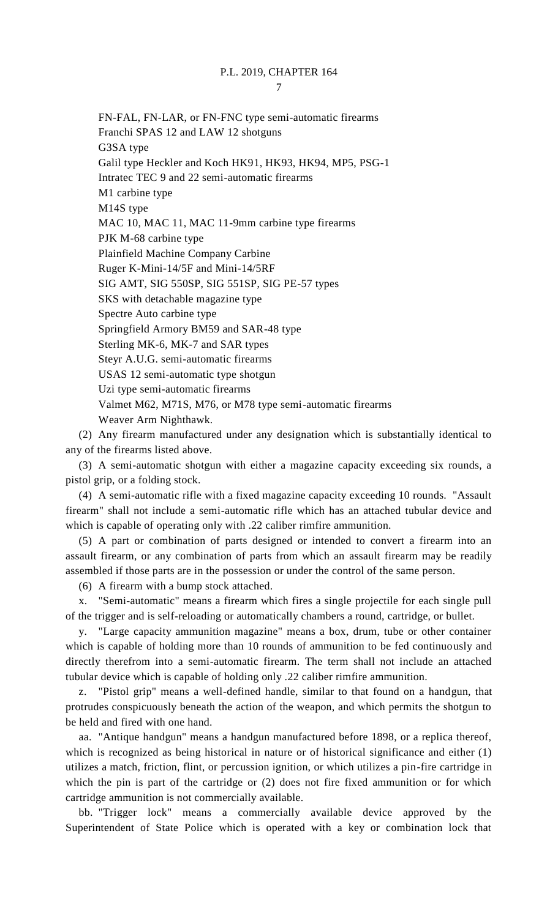FN-FAL, FN-LAR, or FN-FNC type semi-automatic firearms
Franchi SPAS 12 and LAW 12 shotguns
G3SA type
Galil type Heckler and Koch HK91, HK93, HK94, MP5, PSG-1
Intratec TEC 9 and 22 semi-automatic firearms
M1 carbine type
M14S type
MAC 10, MAC 11, MAC 11-9mm carbine type firearms
PJK M-68 carbine type
Plainfield Machine Company Carbine
Ruger K-Mini-14/5F and Mini-14/5RF
SIG AMT, SIG 550SP, SIG 551SP, SIG PE-57 types
SKS with detachable magazine type
Spectre Auto carbine type
Springfield Armory BM59 and SAR-48 type
Sterling MK-6, MK-7 and SAR types
Steyr A.U.G. semi-automatic firearms
USAS 12 semi-automatic type shotgun
Uzi type semi-automatic firearms
Valmet M62, M71S, M76, or M78 type semi-automatic firearms
Weaver Arm Nighthawk.

(2) Any firearm manufactured under any designation which is substantially identical to any of the firearms listed above.

(3) A semi-automatic shotgun with either a magazine capacity exceeding six rounds, a pistol grip, or a folding stock.

(4) A semi-automatic rifle with a fixed magazine capacity exceeding 10 rounds. "Assault firearm" shall not include a semi-automatic rifle which has an attached tubular device and which is capable of operating only with .22 caliber rimfire ammunition.

(5) A part or combination of parts designed or intended to convert a firearm into an assault firearm, or any combination of parts from which an assault firearm may be readily assembled if those parts are in the possession or under the control of the same person.

(6) A firearm with a bump stock attached.

x. "Semi-automatic" means a firearm which fires a single projectile for each single pull of the trigger and is self-reloading or automatically chambers a round, cartridge, or bullet.

y. "Large capacity ammunition magazine" means a box, drum, tube or other container which is capable of holding more than 10 rounds of ammunition to be fed continuously and directly therefrom into a semi-automatic firearm. The term shall not include an attached tubular device which is capable of holding only .22 caliber rimfire ammunition.

z. "Pistol grip" means a well-defined handle, similar to that found on a handgun, that protrudes conspicuously beneath the action of the weapon, and which permits the shotgun to be held and fired with one hand.

aa. "Antique handgun" means a handgun manufactured before 1898, or a replica thereof, which is recognized as being historical in nature or of historical significance and either (1) utilizes a match, friction, flint, or percussion ignition, or which utilizes a pin-fire cartridge in which the pin is part of the cartridge or (2) does not fire fixed ammunition or for which cartridge ammunition is not commercially available.

bb. "Trigger lock" means a commercially available device approved by the Superintendent of State Police which is operated with a key or combination lock that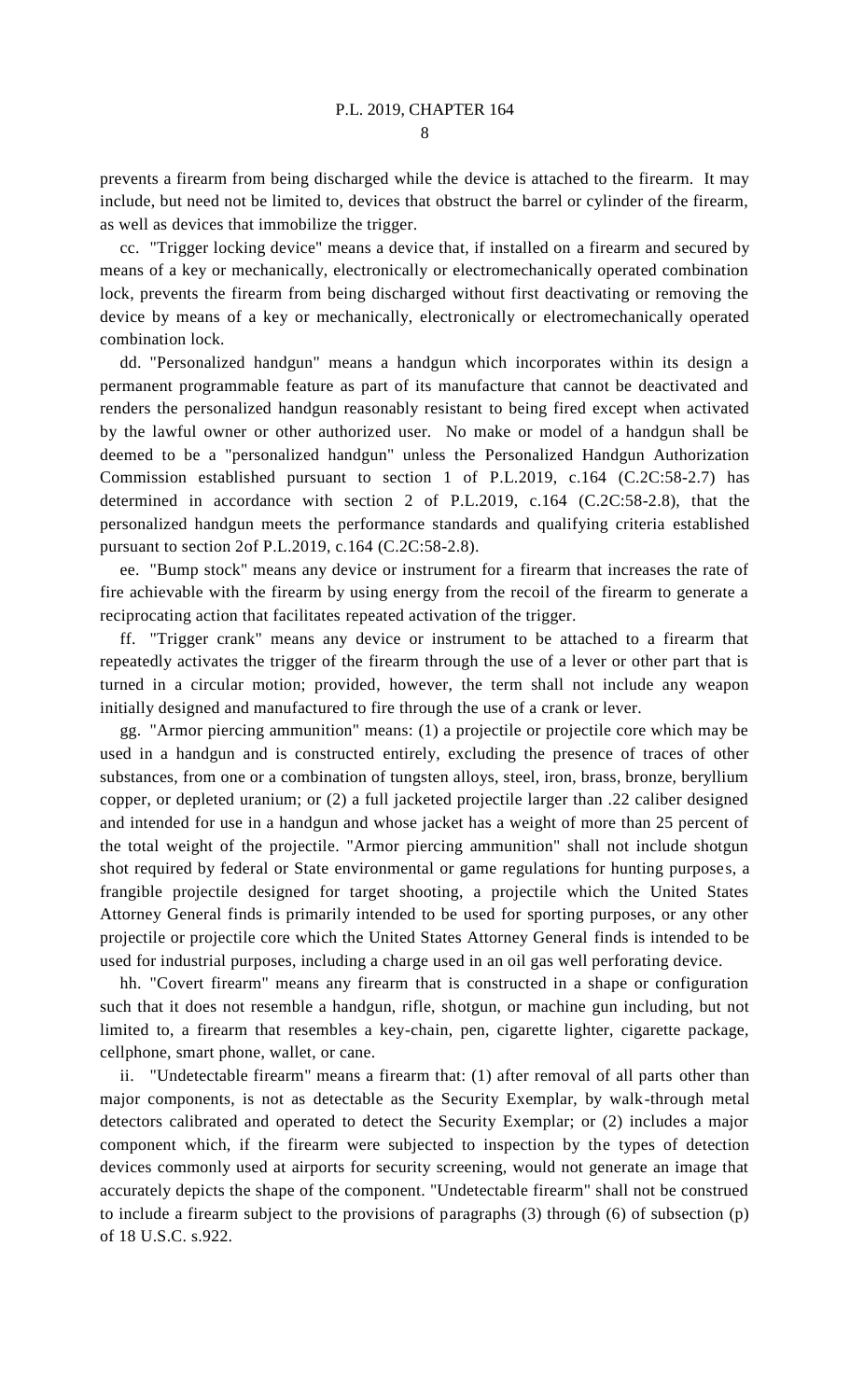prevents a firearm from being discharged while the device is attached to the firearm. It may include, but need not be limited to, devices that obstruct the barrel or cylinder of the firearm, as well as devices that immobilize the trigger.

cc. "Trigger locking device" means a device that, if installed on a firearm and secured by means of a key or mechanically, electronically or electromechanically operated combination lock, prevents the firearm from being discharged without first deactivating or removing the device by means of a key or mechanically, electronically or electromechanically operated combination lock.

dd. "Personalized handgun" means a handgun which incorporates within its design a permanent programmable feature as part of its manufacture that cannot be deactivated and renders the personalized handgun reasonably resistant to being fired except when activated by the lawful owner or other authorized user. No make or model of a handgun shall be deemed to be a "personalized handgun" unless the Personalized Handgun Authorization Commission established pursuant to section 1 of P.L.2019, c.164 (C.2C:58-2.7) has determined in accordance with section 2 of P.L.2019, c.164 (C.2C:58-2.8), that the personalized handgun meets the performance standards and qualifying criteria established pursuant to section 2of P.L.2019, c.164 (C.2C:58-2.8).

ee. "Bump stock" means any device or instrument for a firearm that increases the rate of fire achievable with the firearm by using energy from the recoil of the firearm to generate a reciprocating action that facilitates repeated activation of the trigger.

ff. "Trigger crank" means any device or instrument to be attached to a firearm that repeatedly activates the trigger of the firearm through the use of a lever or other part that is turned in a circular motion; provided, however, the term shall not include any weapon initially designed and manufactured to fire through the use of a crank or lever.

gg. "Armor piercing ammunition" means: (1) a projectile or projectile core which may be used in a handgun and is constructed entirely, excluding the presence of traces of other substances, from one or a combination of tungsten alloys, steel, iron, brass, bronze, beryllium copper, or depleted uranium; or (2) a full jacketed projectile larger than .22 caliber designed and intended for use in a handgun and whose jacket has a weight of more than 25 percent of the total weight of the projectile. "Armor piercing ammunition" shall not include shotgun shot required by federal or State environmental or game regulations for hunting purposes, a frangible projectile designed for target shooting, a projectile which the United States Attorney General finds is primarily intended to be used for sporting purposes, or any other projectile or projectile core which the United States Attorney General finds is intended to be used for industrial purposes, including a charge used in an oil gas well perforating device.

hh. "Covert firearm" means any firearm that is constructed in a shape or configuration such that it does not resemble a handgun, rifle, shotgun, or machine gun including, but not limited to, a firearm that resembles a key-chain, pen, cigarette lighter, cigarette package, cellphone, smart phone, wallet, or cane.

ii. "Undetectable firearm" means a firearm that: (1) after removal of all parts other than major components, is not as detectable as the Security Exemplar, by walk-through metal detectors calibrated and operated to detect the Security Exemplar; or (2) includes a major component which, if the firearm were subjected to inspection by the types of detection devices commonly used at airports for security screening, would not generate an image that accurately depicts the shape of the component. "Undetectable firearm" shall not be construed to include a firearm subject to the provisions of paragraphs (3) through (6) of subsection (p) of 18 U.S.C. s.922.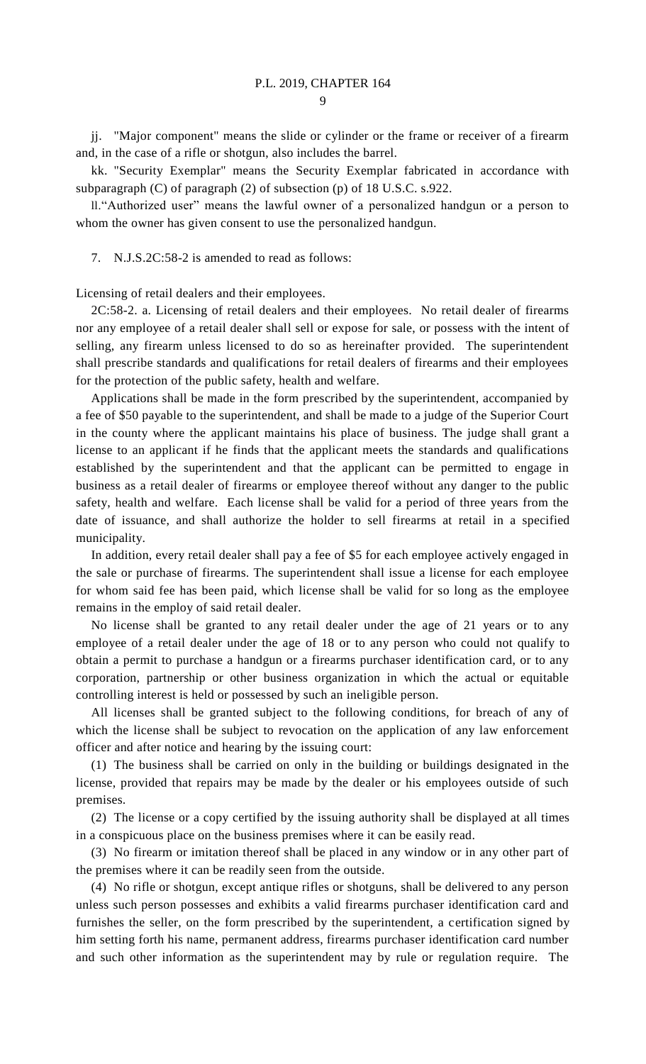jj. "Major component" means the slide or cylinder or the frame or receiver of a firearm and, in the case of a rifle or shotgun, also includes the barrel.

kk. "Security Exemplar" means the Security Exemplar fabricated in accordance with subparagraph (C) of paragraph (2) of subsection (p) of 18 U.S.C. s.922.

ll."Authorized user" means the lawful owner of a personalized handgun or a person to whom the owner has given consent to use the personalized handgun.

7. N.J.S.2C:58-2 is amended to read as follows:

Licensing of retail dealers and their employees.

2C:58-2. a. Licensing of retail dealers and their employees. No retail dealer of firearms nor any employee of a retail dealer shall sell or expose for sale, or possess with the intent of selling, any firearm unless licensed to do so as hereinafter provided. The superintendent shall prescribe standards and qualifications for retail dealers of firearms and their employees for the protection of the public safety, health and welfare.

Applications shall be made in the form prescribed by the superintendent, accompanied by a fee of $50 payable to the superintendent, and shall be made to a judge of the Superior Court in the county where the applicant maintains his place of business. The judge shall grant a license to an applicant if he finds that the applicant meets the standards and qualifications established by the superintendent and that the applicant can be permitted to engage in business as a retail dealer of firearms or employee thereof without any danger to the public safety, health and welfare. Each license shall be valid for a period of three years from the date of issuance, and shall authorize the holder to sell firearms at retail in a specified municipality.

In addition, every retail dealer shall pay a fee of $5 for each employee actively engaged in the sale or purchase of firearms. The superintendent shall issue a license for each employee for whom said fee has been paid, which license shall be valid for so long as the employee remains in the employ of said retail dealer.

No license shall be granted to any retail dealer under the age of 21 years or to any employee of a retail dealer under the age of 18 or to any person who could not qualify to obtain a permit to purchase a handgun or a firearms purchaser identification card, or to any corporation, partnership or other business organization in which the actual or equitable controlling interest is held or possessed by such an ineligible person.

All licenses shall be granted subject to the following conditions, for breach of any of which the license shall be subject to revocation on the application of any law enforcement officer and after notice and hearing by the issuing court:

(1) The business shall be carried on only in the building or buildings designated in the license, provided that repairs may be made by the dealer or his employees outside of such premises.

(2) The license or a copy certified by the issuing authority shall be displayed at all times in a conspicuous place on the business premises where it can be easily read.

(3) No firearm or imitation thereof shall be placed in any window or in any other part of the premises where it can be readily seen from the outside.

(4) No rifle or shotgun, except antique rifles or shotguns, shall be delivered to any person unless such person possesses and exhibits a valid firearms purchaser identification card and furnishes the seller, on the form prescribed by the superintendent, a certification signed by him setting forth his name, permanent address, firearms purchaser identification card number and such other information as the superintendent may by rule or regulation require. The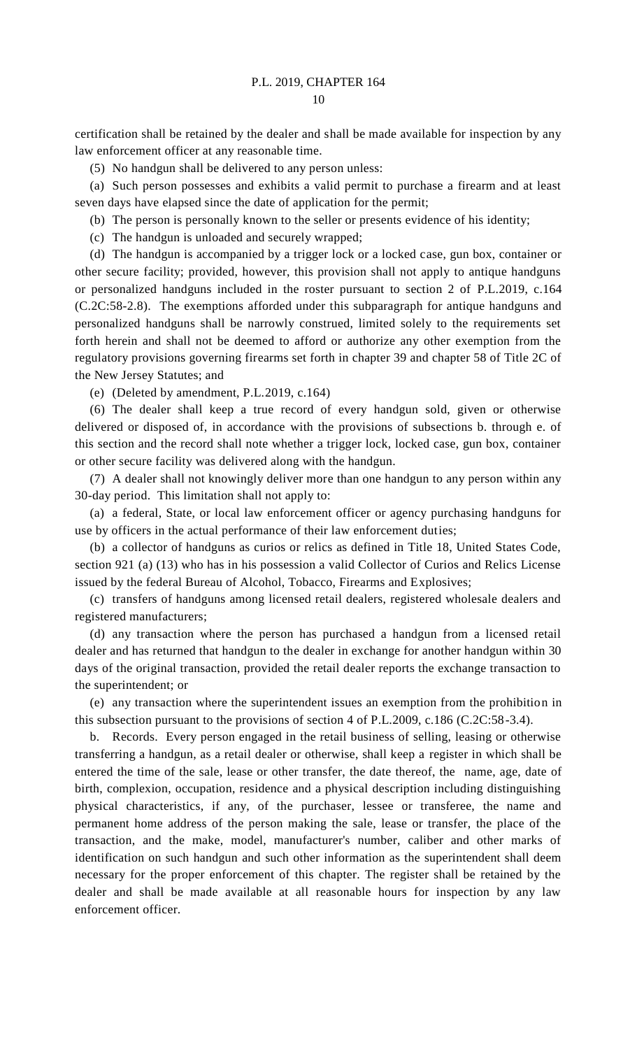certification shall be retained by the dealer and shall be made available for inspection by any law enforcement officer at any reasonable time.

(5) No handgun shall be delivered to any person unless:

(a) Such person possesses and exhibits a valid permit to purchase a firearm and at least seven days have elapsed since the date of application for the permit;

(b) The person is personally known to the seller or presents evidence of his identity;

(c) The handgun is unloaded and securely wrapped;

(d) The handgun is accompanied by a trigger lock or a locked case, gun box, container or other secure facility; provided, however, this provision shall not apply to antique handguns or personalized handguns included in the roster pursuant to section 2 of P.L.2019, c.164 (C.2C:58-2.8). The exemptions afforded under this subparagraph for antique handguns and personalized handguns shall be narrowly construed, limited solely to the requirements set forth herein and shall not be deemed to afford or authorize any other exemption from the regulatory provisions governing firearms set forth in chapter 39 and chapter 58 of Title 2C of the New Jersey Statutes; and

(e) (Deleted by amendment, P.L.2019, c.164)

(6) The dealer shall keep a true record of every handgun sold, given or otherwise delivered or disposed of, in accordance with the provisions of subsections b. through e. of this section and the record shall note whether a trigger lock, locked case, gun box, container or other secure facility was delivered along with the handgun.

(7) A dealer shall not knowingly deliver more than one handgun to any person within any 30-day period. This limitation shall not apply to:

(a) a federal, State, or local law enforcement officer or agency purchasing handguns for use by officers in the actual performance of their law enforcement duties;

(b) a collector of handguns as curios or relics as defined in Title 18, United States Code, section 921 (a) (13) who has in his possession a valid Collector of Curios and Relics License issued by the federal Bureau of Alcohol, Tobacco, Firearms and Explosives;

(c) transfers of handguns among licensed retail dealers, registered wholesale dealers and registered manufacturers;

(d) any transaction where the person has purchased a handgun from a licensed retail dealer and has returned that handgun to the dealer in exchange for another handgun within 30 days of the original transaction, provided the retail dealer reports the exchange transaction to the superintendent; or

(e) any transaction where the superintendent issues an exemption from the prohibition in this subsection pursuant to the provisions of section 4 of P.L.2009, c.186 (C.2C:58-3.4).

b. Records. Every person engaged in the retail business of selling, leasing or otherwise transferring a handgun, as a retail dealer or otherwise, shall keep a register in which shall be entered the time of the sale, lease or other transfer, the date thereof, the name, age, date of birth, complexion, occupation, residence and a physical description including distinguishing physical characteristics, if any, of the purchaser, lessee or transferee, the name and permanent home address of the person making the sale, lease or transfer, the place of the transaction, and the make, model, manufacturer's number, caliber and other marks of identification on such handgun and such other information as the superintendent shall deem necessary for the proper enforcement of this chapter. The register shall be retained by the dealer and shall be made available at all reasonable hours for inspection by any law enforcement officer.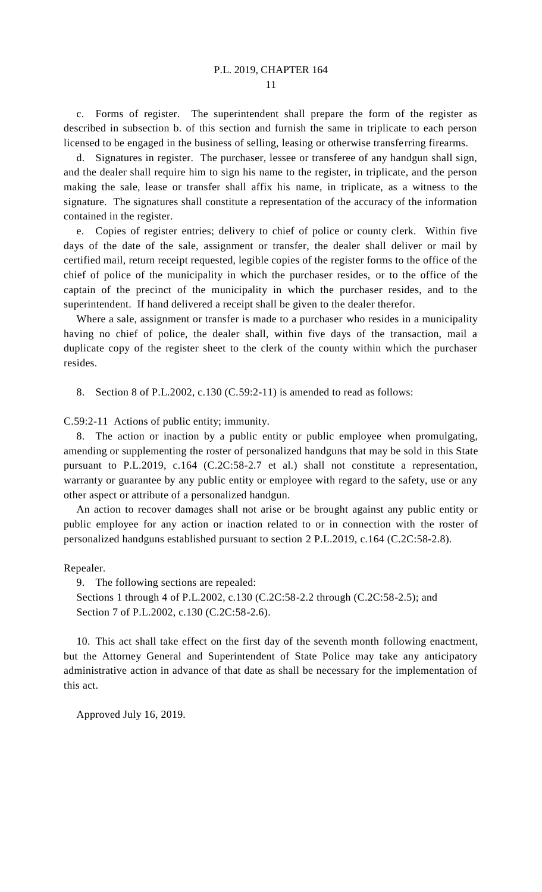c. Forms of register. The superintendent shall prepare the form of the register as described in subsection b. of this section and furnish the same in triplicate to each person licensed to be engaged in the business of selling, leasing or otherwise transferring firearms.

d. Signatures in register. The purchaser, lessee or transferee of any handgun shall sign, and the dealer shall require him to sign his name to the register, in triplicate, and the person making the sale, lease or transfer shall affix his name, in triplicate, as a witness to the signature. The signatures shall constitute a representation of the accuracy of the information contained in the register.

e. Copies of register entries; delivery to chief of police or county clerk. Within five days of the date of the sale, assignment or transfer, the dealer shall deliver or mail by certified mail, return receipt requested, legible copies of the register forms to the office of the chief of police of the municipality in which the purchaser resides, or to the office of the captain of the precinct of the municipality in which the purchaser resides, and to the superintendent. If hand delivered a receipt shall be given to the dealer therefor.

Where a sale, assignment or transfer is made to a purchaser who resides in a municipality having no chief of police, the dealer shall, within five days of the transaction, mail a duplicate copy of the register sheet to the clerk of the county within which the purchaser resides.

8. Section 8 of P.L.2002, c.130 (C.59:2-11) is amended to read as follows:

C.59:2-11 Actions of public entity; immunity.

8. The action or inaction by a public entity or public employee when promulgating, amending or supplementing the roster of personalized handguns that may be sold in this State pursuant to P.L.2019, c.164 (C.2C:58-2.7 et al.) shall not constitute a representation, warranty or guarantee by any public entity or employee with regard to the safety, use or any other aspect or attribute of a personalized handgun.

An action to recover damages shall not arise or be brought against any public entity or public employee for any action or inaction related to or in connection with the roster of personalized handguns established pursuant to section 2 P.L.2019, c.164 (C.2C:58-2.8).

Repealer.

9. The following sections are repealed:

Sections 1 through 4 of P.L.2002, c.130 (C.2C:58-2.2 through (C.2C:58-2.5); and

Section 7 of P.L.2002, c.130 (C.2C:58-2.6).

10. This act shall take effect on the first day of the seventh month following enactment, but the Attorney General and Superintendent of State Police may take any anticipatory administrative action in advance of that date as shall be necessary for the implementation of this act.

Approved July 16, 2019.